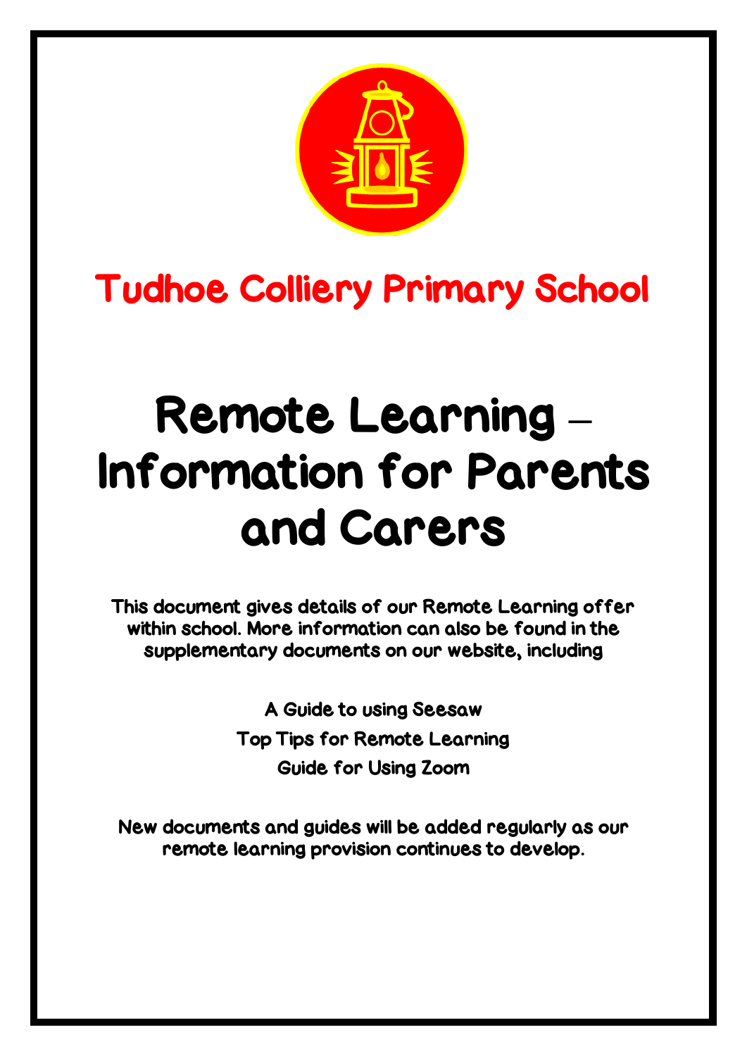# Tudhoe Colliery Primary School

# Remote Learning – Information for Parents and Carers

**This document gives details of our Remote Learning offer within school. More information can also be found in the supplementary documents on our website, including**

**A Guide to using Seesaw**

**Top Tips for Remote Learning**

**Guide for Using Zoom**

**New documents and guides will be added regularly as our remote learning provision continues to develop.**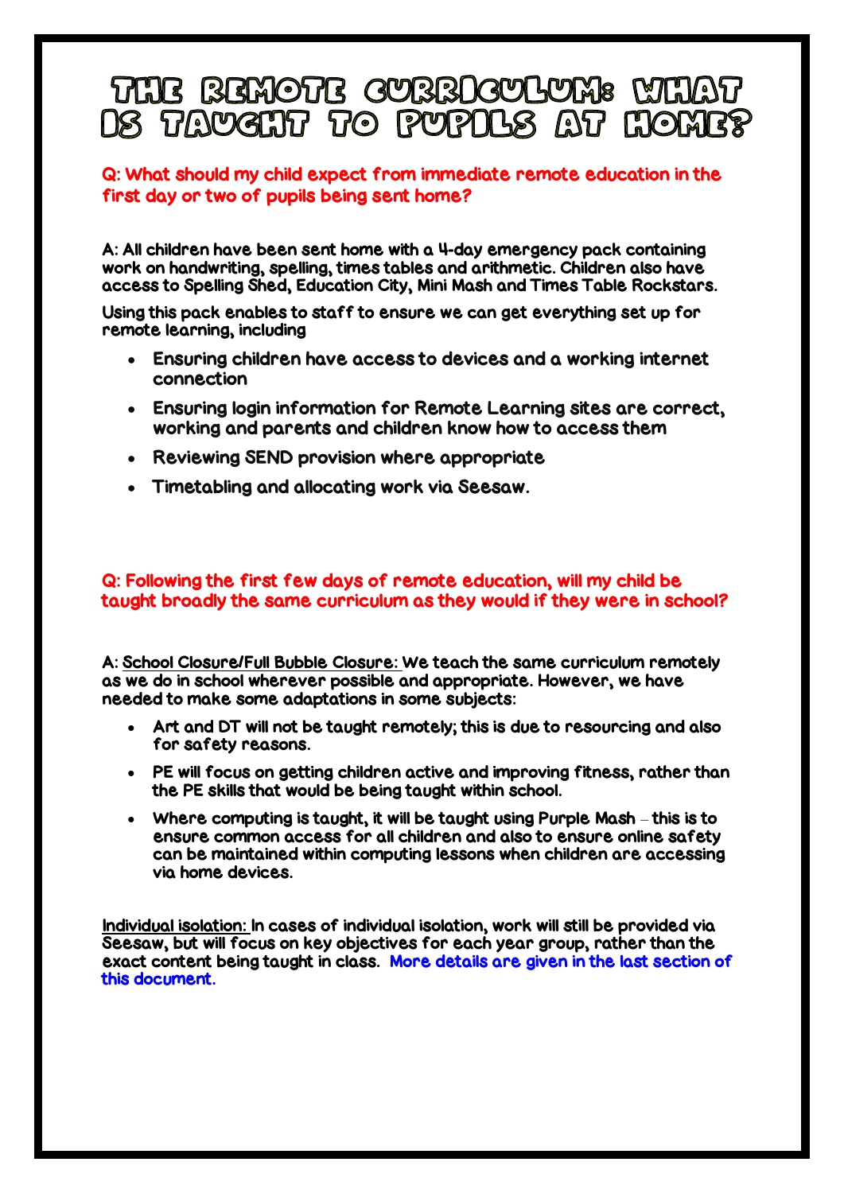# The Remote Curriculum: What is taught to pupils at home?

**Q: What should my child expect from immediate remote education in the first day or two of pupils being sent home?**

A: All children have been sent home with a 4-day emergency pack containing work on handwriting, spelling, times tables and arithmetic. Children also have access to Spelling Shed, Education City, Mini Mash and Times Table Rockstars.

Using this pack enables to staff to ensure we can get everything set up for remote learning, including

- Ensuring children have access to devices and a working internet connection
- Ensuring login information for Remote Learning sites are correct, working and parents and children know how to access them
- Reviewing SEND provision where appropriate
- Timetabling and allocating work via Seesaw.

**Q: Following the first few days of remote education, will my child be taught broadly the same curriculum as they would if they were in school?**

A: School Closure/Full Bubble Closure: We teach the same curriculum remotely as we do in school wherever possible and appropriate. However, we have needed to make some adaptations in some subjects:

- Art and DT will not be taught remotely; this is due to resourcing and also for safety reasons.
- PE will focus on getting children active and improving fitness, rather than the PE skills that would be being taught within school.
- Where computing is taught, it will be taught using Purple Mash – this is to ensure common access for all children and also to ensure online safety can be maintained within computing lessons when children are accessing via home devices.

Individual isolation: In cases of individual isolation, work will still be provided via Seesaw, but will focus on key objectives for each year group, rather than the exact content being taught in class. More details are given in the last section of this document.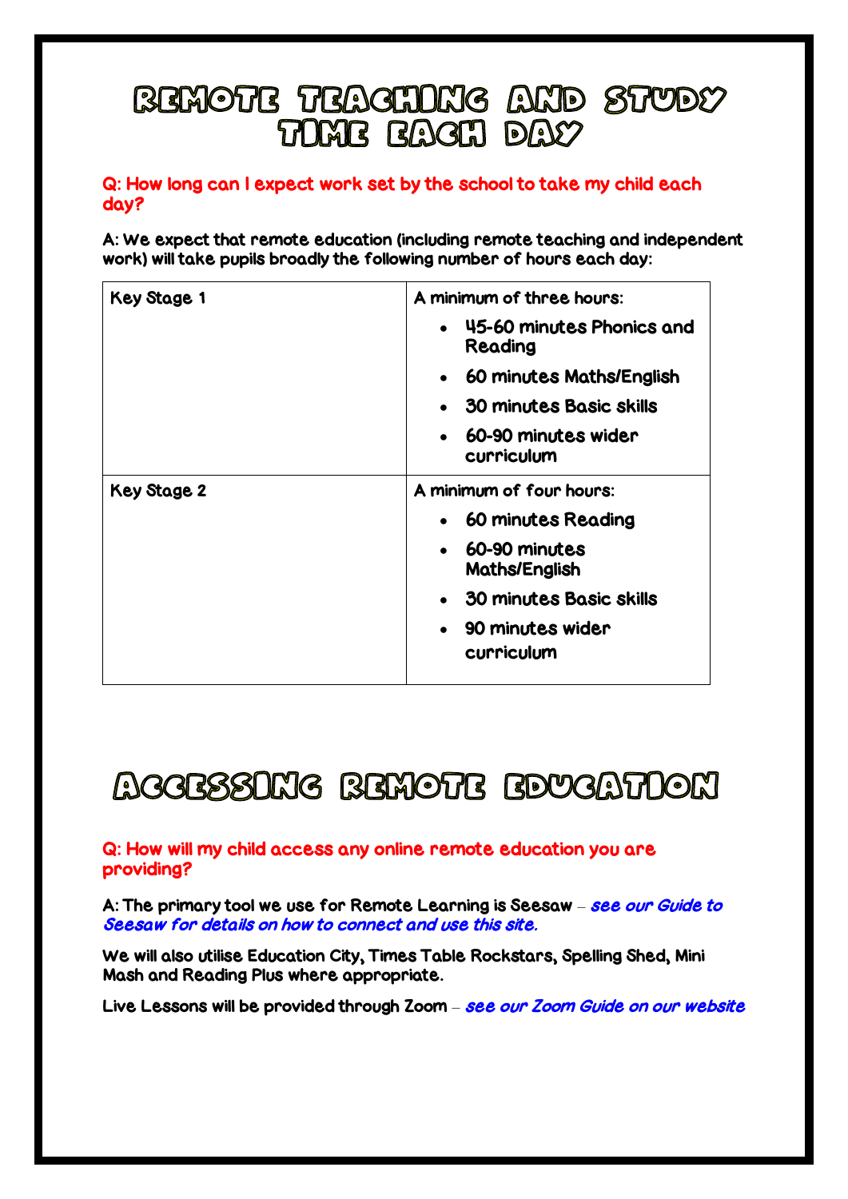# Remote Teaching and Study Time Each Day

**Q: How long can I expect work set by the school to take my child each day?**

A: We expect that remote education (including remote teaching and independent work) will take pupils broadly the following number of hours each day:

| Key Stage 1 | A minimum of three hours:<br>• 45-60 minutes Phonics and Reading<br>• 60 minutes Maths/English<br>• 30 minutes Basic skills<br>• 60-90 minutes wider curriculum |
|---|---|
| Key Stage 2 | A minimum of four hours:<br>• 60 minutes Reading<br>• 60-90 minutes Maths/English<br>• 30 minutes Basic skills<br>• 90 minutes wider curriculum |

# Accessing Remote Education

**Q: How will my child access any online remote education you are providing?**

A: The primary tool we use for Remote Learning is Seesaw – ***see our Guide to Seesaw for details on how to connect and use this site.***

We will also utilise Education City, Times Table Rockstars, Spelling Shed, Mini Mash and Reading Plus where appropriate.

Live Lessons will be provided through Zoom – ***see our Zoom Guide on our website***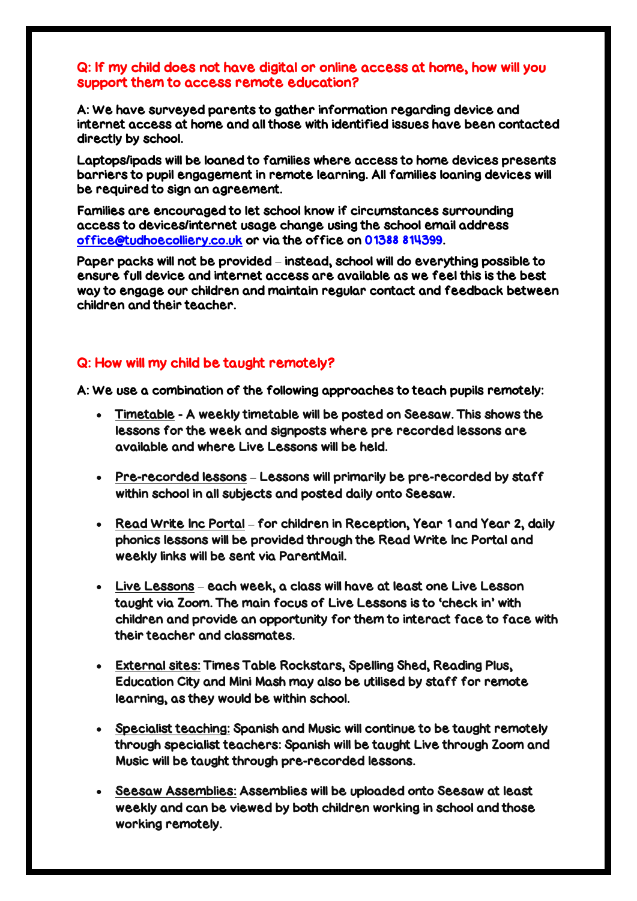**Q: If my child does not have digital or online access at home, how will you support them to access remote education?**

A: We have surveyed parents to gather information regarding device and internet access at home and all those with identified issues have been contacted directly by school.

Laptops/ipads will be loaned to families where access to home devices presents barriers to pupil engagement in remote learning. All families loaning devices will be required to sign an agreement.

Families are encouraged to let school know if circumstances surrounding access to devices/internet usage change using the school email address office@tudhoecolliery.co.uk or via the office on 01388 814399.

Paper packs will not be provided – instead, school will do everything possible to ensure full device and internet access are available as we feel this is the best way to engage our children and maintain regular contact and feedback between children and their teacher.

**Q: How will my child be taught remotely?**

A: We use a combination of the following approaches to teach pupils remotely:

- Timetable - A weekly timetable will be posted on Seesaw. This shows the lessons for the week and signposts where pre recorded lessons are available and where Live Lessons will be held.
- Pre-recorded lessons – Lessons will primarily be pre-recorded by staff within school in all subjects and posted daily onto Seesaw.
- Read Write Inc Portal – for children in Reception, Year 1 and Year 2, daily phonics lessons will be provided through the Read Write Inc Portal and weekly links will be sent via ParentMail.
- Live Lessons – each week, a class will have at least one Live Lesson taught via Zoom. The main focus of Live Lessons is to 'check in' with children and provide an opportunity for them to interact face to face with their teacher and classmates.
- External sites: Times Table Rockstars, Spelling Shed, Reading Plus, Education City and Mini Mash may also be utilised by staff for remote learning, as they would be within school.
- Specialist teaching: Spanish and Music will continue to be taught remotely through specialist teachers: Spanish will be taught Live through Zoom and Music will be taught through pre-recorded lessons.
- Seesaw Assemblies: Assemblies will be uploaded onto Seesaw at least weekly and can be viewed by both children working in school and those working remotely.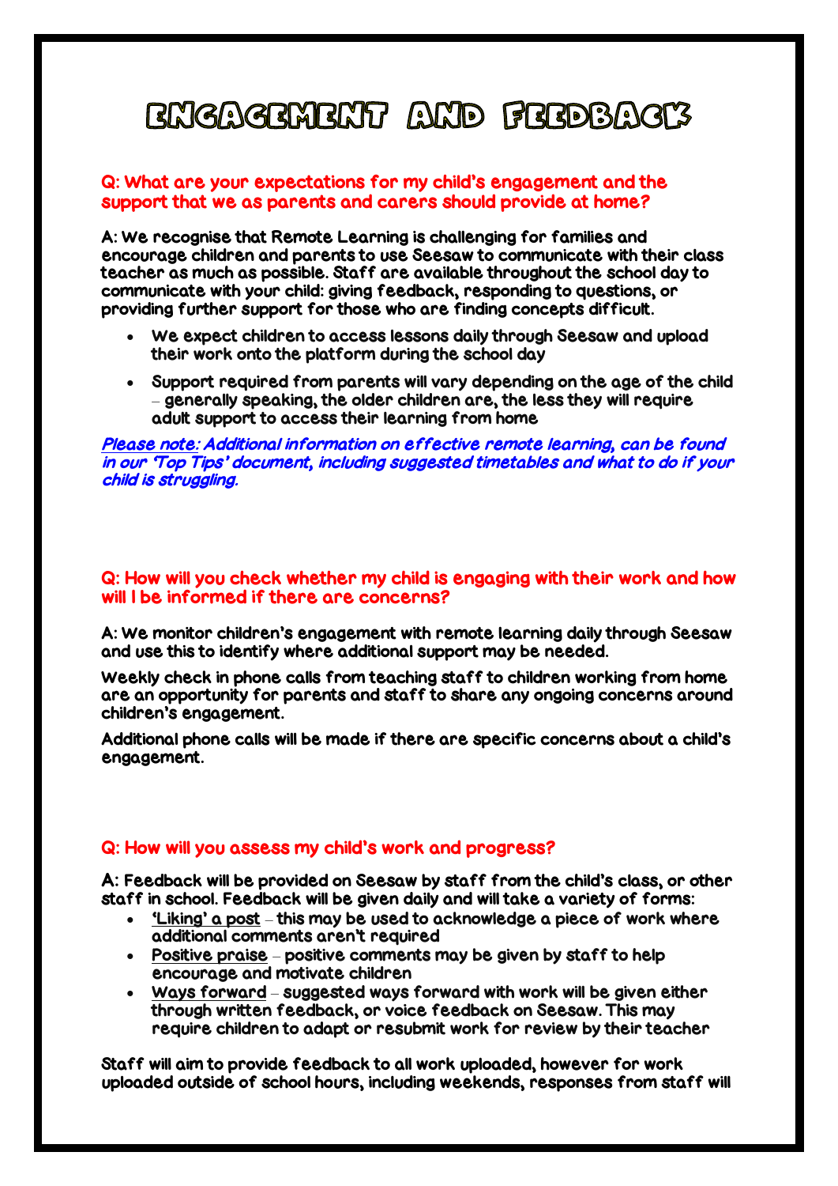# Engagement and Feedback

**Q: What are your expectations for my child's engagement and the support that we as parents and carers should provide at home?**

A: We recognise that Remote Learning is challenging for families and encourage children and parents to use Seesaw to communicate with their class teacher as much as possible. Staff are available throughout the school day to communicate with your child: giving feedback, responding to questions, or providing further support for those who are finding concepts difficult.

- We expect children to access lessons daily through Seesaw and upload their work onto the platform during the school day
- Support required from parents will vary depending on the age of the child – generally speaking, the older children are, the less they will require adult support to access their learning from home

*Please note: Additional information on effective remote learning, can be found in our 'Top Tips' document, including suggested timetables and what to do if your child is struggling.*

**Q: How will you check whether my child is engaging with their work and how will I be informed if there are concerns?**

A: We monitor children's engagement with remote learning daily through Seesaw and use this to identify where additional support may be needed.

Weekly check in phone calls from teaching staff to children working from home are an opportunity for parents and staff to share any ongoing concerns around children's engagement.

Additional phone calls will be made if there are specific concerns about a child's engagement.

**Q: How will you assess my child's work and progress?**

A: Feedback will be provided on Seesaw by staff from the child's class, or other staff in school. Feedback will be given daily and will take a variety of forms:

- 'Liking' a post – this may be used to acknowledge a piece of work where additional comments aren't required
- Positive praise – positive comments may be given by staff to help encourage and motivate children
- Ways forward – suggested ways forward with work will be given either through written feedback, or voice feedback on Seesaw. This may require children to adapt or resubmit work for review by their teacher

Staff will aim to provide feedback to all work uploaded, however for work uploaded outside of school hours, including weekends, responses from staff will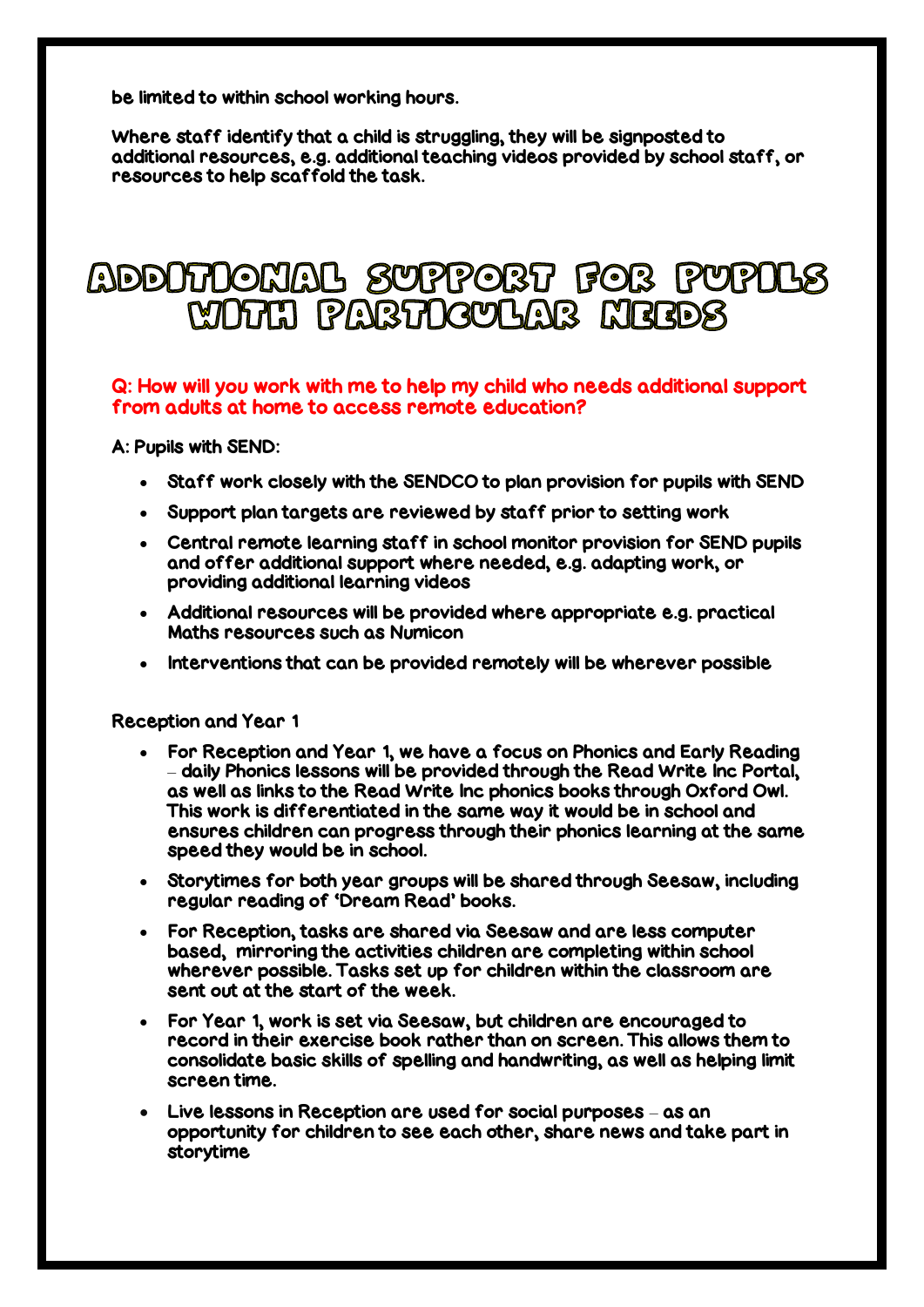be limited to within school working hours.

Where staff identify that a child is struggling, they will be signposted to additional resources, e.g. additional teaching videos provided by school staff, or resources to help scaffold the task.

# Additional support for pupils with particular needs

**Q: How will you work with me to help my child who needs additional support from adults at home to access remote education?**

A: Pupils with SEND:

- Staff work closely with the SENDCO to plan provision for pupils with SEND
- Support plan targets are reviewed by staff prior to setting work
- Central remote learning staff in school monitor provision for SEND pupils and offer additional support where needed, e.g. adapting work, or providing additional learning videos
- Additional resources will be provided where appropriate e.g. practical Maths resources such as Numicon
- Interventions that can be provided remotely will be wherever possible

Reception and Year 1

- For Reception and Year 1, we have a focus on Phonics and Early Reading – daily Phonics lessons will be provided through the Read Write Inc Portal, as well as links to the Read Write Inc phonics books through Oxford Owl. This work is differentiated in the same way it would be in school and ensures children can progress through their phonics learning at the same speed they would be in school.
- Storytimes for both year groups will be shared through Seesaw, including regular reading of 'Dream Read' books.
- For Reception, tasks are shared via Seesaw and are less computer based, mirroring the activities children are completing within school wherever possible. Tasks set up for children within the classroom are sent out at the start of the week.
- For Year 1, work is set via Seesaw, but children are encouraged to record in their exercise book rather than on screen. This allows them to consolidate basic skills of spelling and handwriting, as well as helping limit screen time.
- Live lessons in Reception are used for social purposes – as an opportunity for children to see each other, share news and take part in storytime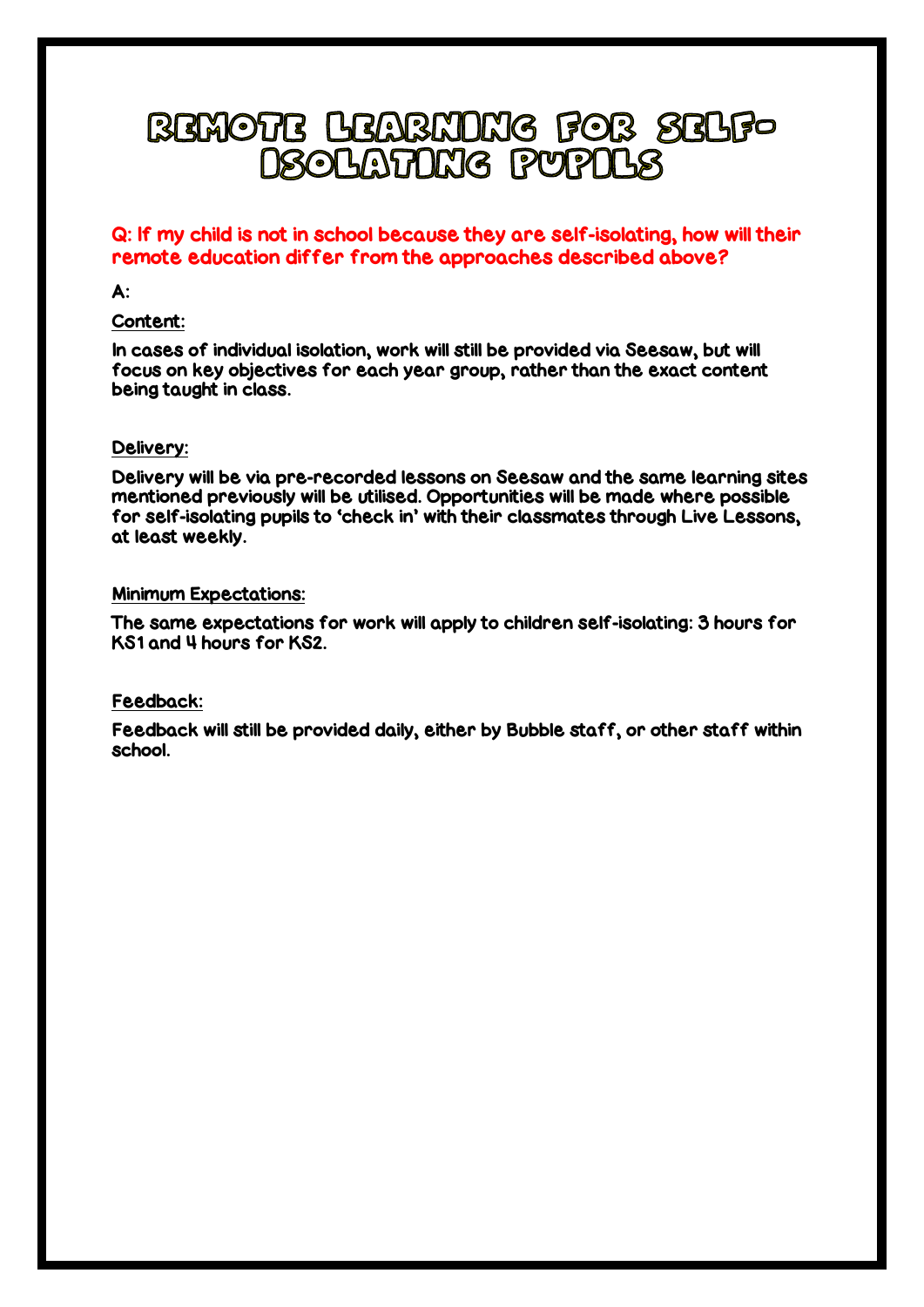# Remote Learning for Self-Isolating Pupils

**Q: If my child is not in school because they are self-isolating, how will their remote education differ from the approaches described above?**

**A:**

**Content:**

In cases of individual isolation, work will still be provided via Seesaw, but will focus on key objectives for each year group, rather than the exact content being taught in class.

**Delivery:**

Delivery will be via pre-recorded lessons on Seesaw and the same learning sites mentioned previously will be utilised. Opportunities will be made where possible for self-isolating pupils to 'check in' with their classmates through Live Lessons, at least weekly.

**Minimum Expectations:**

The same expectations for work will apply to children self-isolating: 3 hours for KS1 and 4 hours for KS2.

**Feedback:**

Feedback will still be provided daily, either by Bubble staff, or other staff within school.